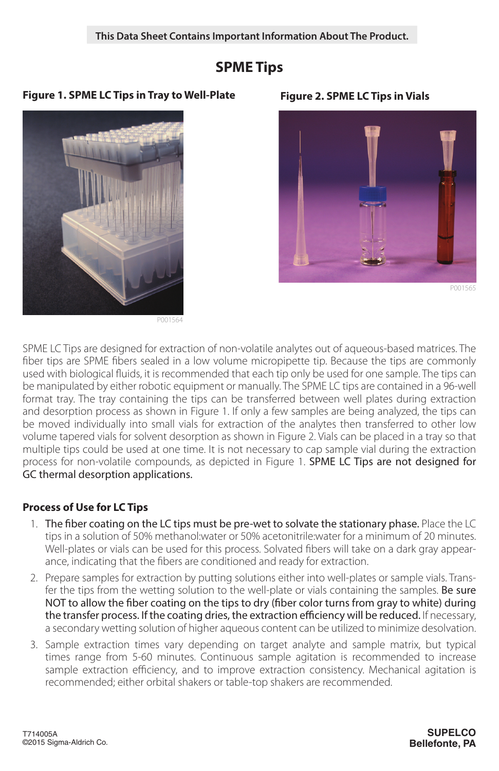**This Data Sheet Contains Important Information About The Product.**

# SPME Tips

**Figure 1. SPME LC Tips in Tray to Well-Plate**

P001564

**Figure 2. SPME LC Tips in Vials**

P001565

SPME LC Tips are designed for extraction of non-volatile analytes out of aqueous-based matrices. The fiber tips are SPME fibers sealed in a low volume micropipette tip. Because the tips are commonly used with biological fluids, it is recommended that each tip only be used for one sample. The tips can be manipulated by either robotic equipment or manually. The SPME LC tips are contained in a 96-well format tray. The tray containing the tips can be transferred between well plates during extraction and desorption process as shown in Figure 1. If only a few samples are being analyzed, the tips can be moved individually into small vials for extraction of the analytes then transferred to other low volume tapered vials for solvent desorption as shown in Figure 2. Vials can be placed in a tray so that multiple tips could be used at one time. It is not necessary to cap sample vial during the extraction process for non-volatile compounds, as depicted in Figure 1. SPME LC Tips are not designed for GC thermal desorption applications.

## Process of Use for LC Tips

1. The fiber coating on the LC tips must be pre-wet to solvate the stationary phase. Place the LC tips in a solution of 50% methanol:water or 50% acetonitrile:water for a minimum of 20 minutes. Well-plates or vials can be used for this process. Solvated fibers will take on a dark gray appearance, indicating that the fibers are conditioned and ready for extraction.
2. Prepare samples for extraction by putting solutions either into well-plates or sample vials. Transfer the tips from the wetting solution to the well-plate or vials containing the samples. Be sure NOT to allow the fiber coating on the tips to dry (fiber color turns from gray to white) during the transfer process. If the coating dries, the extraction efficiency will be reduced. If necessary, a secondary wetting solution of higher aqueous content can be utilized to minimize desolvation.
3. Sample extraction times vary depending on target analyte and sample matrix, but typical times range from 5-60 minutes. Continuous sample agitation is recommended to increase sample extraction efficiency, and to improve extraction consistency. Mechanical agitation is recommended; either orbital shakers or table-top shakers are recommended.

T714005A
©2015 Sigma-Aldrich Co.

**SUPELCO**
**Bellefonte, PA**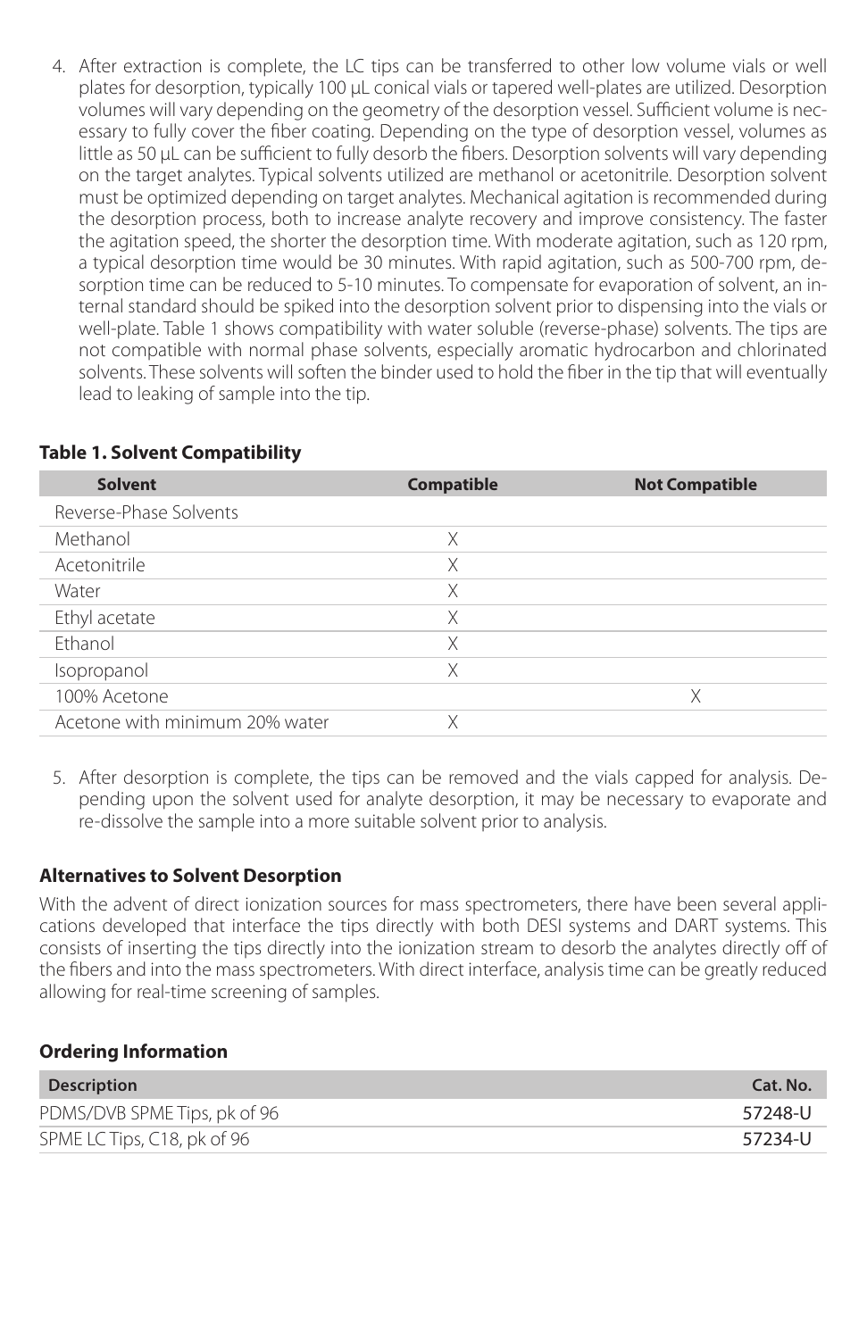4. After extraction is complete, the LC tips can be transferred to other low volume vials or well plates for desorption, typically 100 µL conical vials or tapered well-plates are utilized. Desorption volumes will vary depending on the geometry of the desorption vessel. Sufficient volume is necessary to fully cover the fiber coating. Depending on the type of desorption vessel, volumes as little as 50 µL can be sufficient to fully desorb the fibers. Desorption solvents will vary depending on the target analytes. Typical solvents utilized are methanol or acetonitrile. Desorption solvent must be optimized depending on target analytes. Mechanical agitation is recommended during the desorption process, both to increase analyte recovery and improve consistency. The faster the agitation speed, the shorter the desorption time. With moderate agitation, such as 120 rpm, a typical desorption time would be 30 minutes. With rapid agitation, such as 500-700 rpm, desorption time can be reduced to 5-10 minutes. To compensate for evaporation of solvent, an internal standard should be spiked into the desorption solvent prior to dispensing into the vials or well-plate. Table 1 shows compatibility with water soluble (reverse-phase) solvents. The tips are not compatible with normal phase solvents, especially aromatic hydrocarbon and chlorinated solvents. These solvents will soften the binder used to hold the fiber in the tip that will eventually lead to leaking of sample into the tip.

**Table 1. Solvent Compatibility**

| Solvent | Compatible | Not Compatible |
| --- | --- | --- |
| Reverse-Phase Solvents | | |
| Methanol | X | |
| Acetonitrile | X | |
| Water | X | |
| Ethyl acetate | X | |
| Ethanol | X | |
| Isopropanol | X | |
| 100% Acetone | | X |
| Acetone with minimum 20% water | X | |

5. After desorption is complete, the tips can be removed and the vials capped for analysis. Depending upon the solvent used for analyte desorption, it may be necessary to evaporate and re-dissolve the sample into a more suitable solvent prior to analysis.

### Alternatives to Solvent Desorption

With the advent of direct ionization sources for mass spectrometers, there have been several applications developed that interface the tips directly with both DESI systems and DART systems. This consists of inserting the tips directly into the ionization stream to desorb the analytes directly off of the fibers and into the mass spectrometers. With direct interface, analysis time can be greatly reduced allowing for real-time screening of samples.

### Ordering Information

| Description | Cat. No. |
| --- | --- |
| PDMS/DVB SPME Tips, pk of 96 | 57248-U |
| SPME LC Tips, C18, pk of 96 | 57234-U |